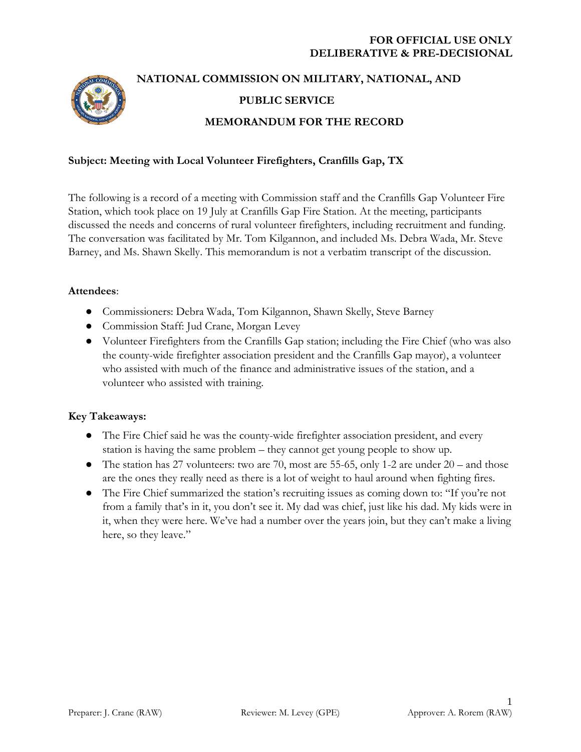**FOR OFFICIAL USE ONLY**
**DELIBERATIVE & PRE-DECISIONAL**

# NATIONAL COMMISSION ON MILITARY, NATIONAL, AND PUBLIC SERVICE

## MEMORANDUM FOR THE RECORD

**Subject: Meeting with Local Volunteer Firefighters, Cranfills Gap, TX**

The following is a record of a meeting with Commission staff and the Cranfills Gap Volunteer Fire Station, which took place on 19 July at Cranfills Gap Fire Station. At the meeting, participants discussed the needs and concerns of rural volunteer firefighters, including recruitment and funding. The conversation was facilitated by Mr. Tom Kilgannon, and included Ms. Debra Wada, Mr. Steve Barney, and Ms. Shawn Skelly. This memorandum is not a verbatim transcript of the discussion.

**Attendees**:

- Commissioners: Debra Wada, Tom Kilgannon, Shawn Skelly, Steve Barney
- Commission Staff: Jud Crane, Morgan Levey
- Volunteer Firefighters from the Cranfills Gap station; including the Fire Chief (who was also the county-wide firefighter association president and the Cranfills Gap mayor), a volunteer who assisted with much of the finance and administrative issues of the station, and a volunteer who assisted with training.

**Key Takeaways:**

- The Fire Chief said he was the county-wide firefighter association president, and every station is having the same problem – they cannot get young people to show up.
- The station has 27 volunteers: two are 70, most are 55-65, only 1-2 are under 20 – and those are the ones they really need as there is a lot of weight to haul around when fighting fires.
- The Fire Chief summarized the station's recruiting issues as coming down to: "If you're not from a family that's in it, you don't see it. My dad was chief, just like his dad. My kids were in it, when they were here. We've had a number over the years join, but they can't make a living here, so they leave."

Preparer: J. Crane (RAW) Reviewer: M. Levey (GPE) Approver: A. Rorem (RAW)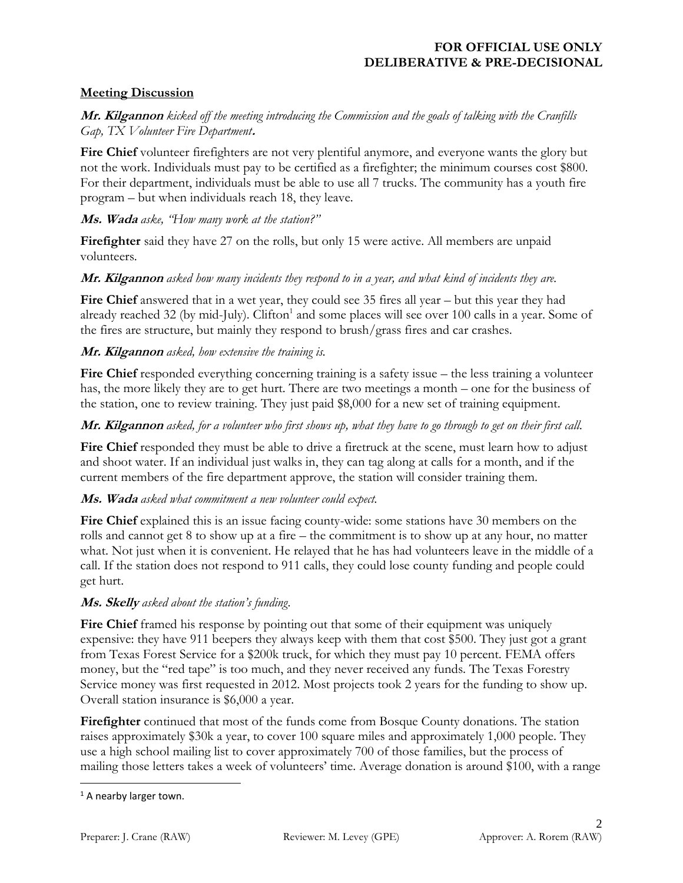## Meeting Discussion

***Mr. Kilgannon*** *kicked off the meeting introducing the Commission and the goals of talking with the Cranfills Gap, TX Volunteer Fire Department***.**

**Fire Chief** volunteer firefighters are not very plentiful anymore, and everyone wants the glory but not the work. Individuals must pay to be certified as a firefighter; the minimum courses cost $800. For their department, individuals must be able to use all 7 trucks. The community has a youth fire program – but when individuals reach 18, they leave.

***Ms. Wada*** *aske, "How many work at the station?"*

**Firefighter** said they have 27 on the rolls, but only 15 were active. All members are unpaid volunteers.

***Mr. Kilgannon*** *asked how many incidents they respond to in a year, and what kind of incidents they are.*

**Fire Chief** answered that in a wet year, they could see 35 fires all year – but this year they had already reached 32 (by mid-July). Clifton[1] and some places will see over 100 calls in a year. Some of the fires are structure, but mainly they respond to brush/grass fires and car crashes.

***Mr. Kilgannon*** *asked, how extensive the training is.*

**Fire Chief** responded everything concerning training is a safety issue – the less training a volunteer has, the more likely they are to get hurt. There are two meetings a month – one for the business of the station, one to review training. They just paid $8,000 for a new set of training equipment.

***Mr. Kilgannon*** *asked, for a volunteer who first shows up, what they have to go through to get on their first call.*

**Fire Chief** responded they must be able to drive a firetruck at the scene, must learn how to adjust and shoot water. If an individual just walks in, they can tag along at calls for a month, and if the current members of the fire department approve, the station will consider training them.

***Ms. Wada*** *asked what commitment a new volunteer could expect.*

**Fire Chief** explained this is an issue facing county-wide: some stations have 30 members on the rolls and cannot get 8 to show up at a fire – the commitment is to show up at any hour, no matter what. Not just when it is convenient. He relayed that he has had volunteers leave in the middle of a call. If the station does not respond to 911 calls, they could lose county funding and people could get hurt.

***Ms. Skelly*** *asked about the station's funding.*

**Fire Chief** framed his response by pointing out that some of their equipment was uniquely expensive: they have 911 beepers they always keep with them that cost $500. They just got a grant from Texas Forest Service for a $200k truck, for which they must pay 10 percent. FEMA offers money, but the "red tape" is too much, and they never received any funds. The Texas Forestry Service money was first requested in 2012. Most projects took 2 years for the funding to show up. Overall station insurance is $6,000 a year.

**Firefighter** continued that most of the funds come from Bosque County donations. The station raises approximately $30k a year, to cover 100 square miles and approximately 1,000 people. They use a high school mailing list to cover approximately 700 of those families, but the process of mailing those letters takes a week of volunteers' time. Average donation is around $100, with a range

---

[1] A nearby larger town.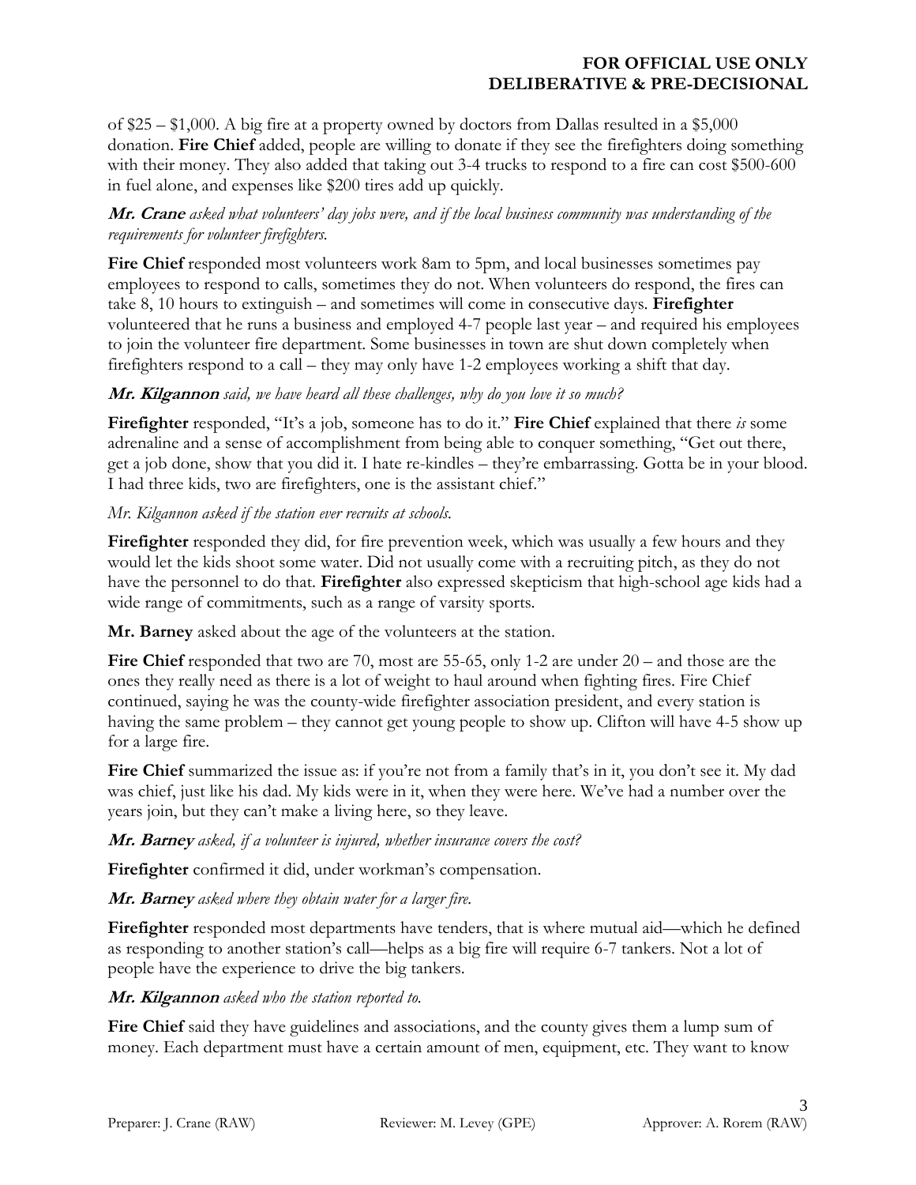of $25 – $1,000. A big fire at a property owned by doctors from Dallas resulted in a $5,000 donation. **Fire Chief** added, people are willing to donate if they see the firefighters doing something with their money. They also added that taking out 3-4 trucks to respond to a fire can cost $500-600 in fuel alone, and expenses like $200 tires add up quickly.

***Mr. Crane*** *asked what volunteers' day jobs were, and if the local business community was understanding of the requirements for volunteer firefighters.*

**Fire Chief** responded most volunteers work 8am to 5pm, and local businesses sometimes pay employees to respond to calls, sometimes they do not. When volunteers do respond, the fires can take 8, 10 hours to extinguish – and sometimes will come in consecutive days. **Firefighter** volunteered that he runs a business and employed 4-7 people last year – and required his employees to join the volunteer fire department. Some businesses in town are shut down completely when firefighters respond to a call – they may only have 1-2 employees working a shift that day.

***Mr. Kilgannon*** *said, we have heard all these challenges, why do you love it so much?*

**Firefighter** responded, "It's a job, someone has to do it." **Fire Chief** explained that there *is* some adrenaline and a sense of accomplishment from being able to conquer something, "Get out there, get a job done, show that you did it. I hate re-kindles – they're embarrassing. Gotta be in your blood. I had three kids, two are firefighters, one is the assistant chief."

*Mr. Kilgannon asked if the station ever recruits at schools.*

**Firefighter** responded they did, for fire prevention week, which was usually a few hours and they would let the kids shoot some water. Did not usually come with a recruiting pitch, as they do not have the personnel to do that. **Firefighter** also expressed skepticism that high-school age kids had a wide range of commitments, such as a range of varsity sports.

**Mr. Barney** asked about the age of the volunteers at the station.

**Fire Chief** responded that two are 70, most are 55-65, only 1-2 are under 20 – and those are the ones they really need as there is a lot of weight to haul around when fighting fires. Fire Chief continued, saying he was the county-wide firefighter association president, and every station is having the same problem – they cannot get young people to show up. Clifton will have 4-5 show up for a large fire.

**Fire Chief** summarized the issue as: if you're not from a family that's in it, you don't see it. My dad was chief, just like his dad. My kids were in it, when they were here. We've had a number over the years join, but they can't make a living here, so they leave.

***Mr. Barney*** *asked, if a volunteer is injured, whether insurance covers the cost?*

**Firefighter** confirmed it did, under workman's compensation.

***Mr. Barney*** *asked where they obtain water for a larger fire.*

**Firefighter** responded most departments have tenders, that is where mutual aid—which he defined as responding to another station's call—helps as a big fire will require 6-7 tankers. Not a lot of people have the experience to drive the big tankers.

***Mr. Kilgannon*** *asked who the station reported to.*

**Fire Chief** said they have guidelines and associations, and the county gives them a lump sum of money. Each department must have a certain amount of men, equipment, etc. They want to know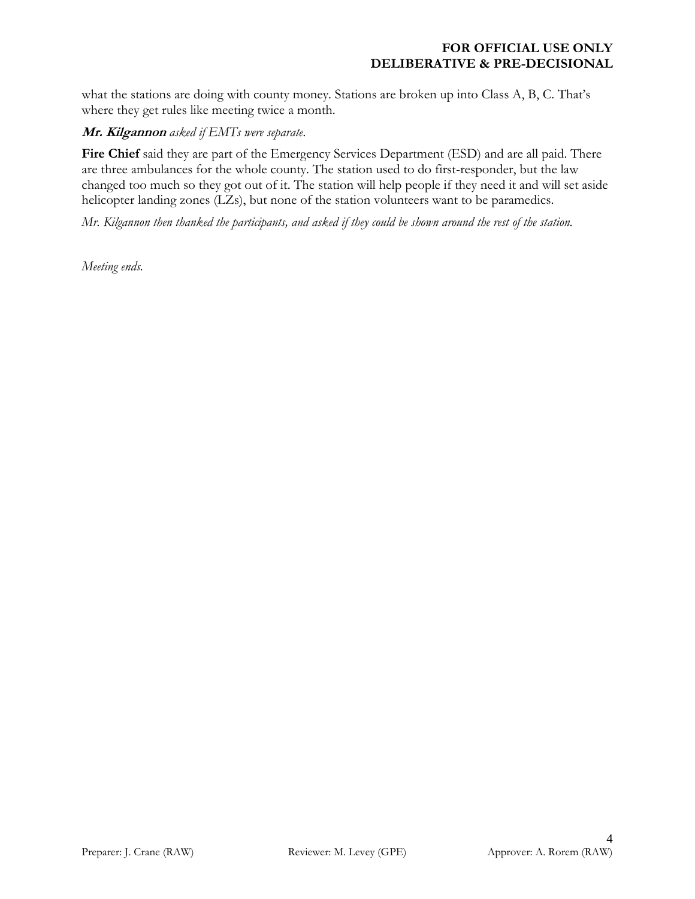what the stations are doing with county money. Stations are broken up into Class A, B, C. That's where they get rules like meeting twice a month.

***Mr. Kilgannon*** *asked if EMTs were separate.*

**Fire Chief** said they are part of the Emergency Services Department (ESD) and are all paid. There are three ambulances for the whole county. The station used to do first-responder, but the law changed too much so they got out of it. The station will help people if they need it and will set aside helicopter landing zones (LZs), but none of the station volunteers want to be paramedics.

*Mr. Kilgannon then thanked the participants, and asked if they could be shown around the rest of the station.*

*Meeting ends.*